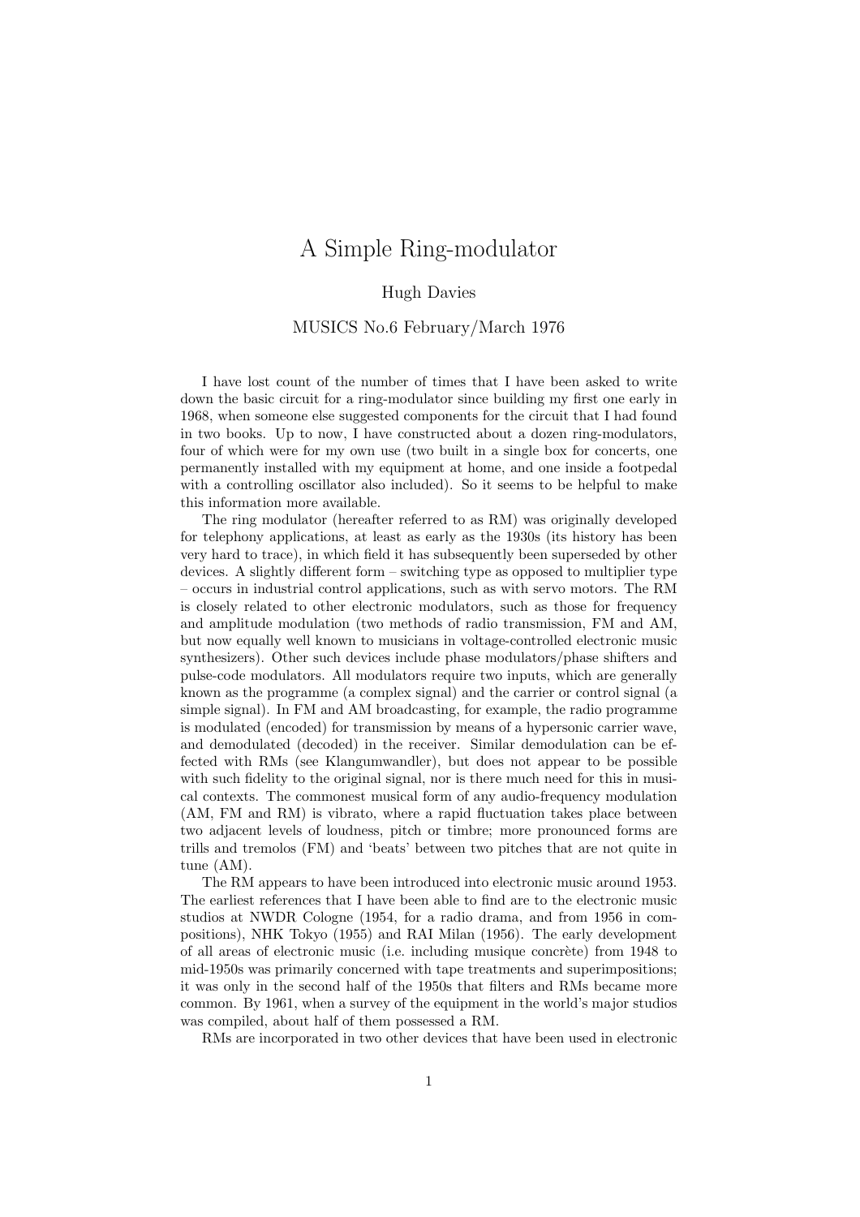# A Simple Ring-modulator

Hugh Davies

MUSICS No.6 February/March 1976

I have lost count of the number of times that I have been asked to write down the basic circuit for a ring-modulator since building my first one early in 1968, when someone else suggested components for the circuit that I had found in two books. Up to now, I have constructed about a dozen ring-modulators, four of which were for my own use (two built in a single box for concerts, one permanently installed with my equipment at home, and one inside a footpedal with a controlling oscillator also included). So it seems to be helpful to make this information more available.

The ring modulator (hereafter referred to as RM) was originally developed for telephony applications, at least as early as the 1930s (its history has been very hard to trace), in which field it has subsequently been superseded by other devices. A slightly different form – switching type as opposed to multiplier type – occurs in industrial control applications, such as with servo motors. The RM is closely related to other electronic modulators, such as those for frequency and amplitude modulation (two methods of radio transmission, FM and AM, but now equally well known to musicians in voltage-controlled electronic music synthesizers). Other such devices include phase modulators/phase shifters and pulse-code modulators. All modulators require two inputs, which are generally known as the programme (a complex signal) and the carrier or control signal (a simple signal). In FM and AM broadcasting, for example, the radio programme is modulated (encoded) for transmission by means of a hypersonic carrier wave, and demodulated (decoded) in the receiver. Similar demodulation can be effected with RMs (see Klangumwandler), but does not appear to be possible with such fidelity to the original signal, nor is there much need for this in musical contexts. The commonest musical form of any audio-frequency modulation (AM, FM and RM) is vibrato, where a rapid fluctuation takes place between two adjacent levels of loudness, pitch or timbre; more pronounced forms are trills and tremolos (FM) and 'beats' between two pitches that are not quite in tune (AM).

The RM appears to have been introduced into electronic music around 1953. The earliest references that I have been able to find are to the electronic music studios at NWDR Cologne (1954, for a radio drama, and from 1956 in compositions), NHK Tokyo (1955) and RAI Milan (1956). The early development of all areas of electronic music (i.e. including musique concrète) from 1948 to mid-1950s was primarily concerned with tape treatments and superimpositions; it was only in the second half of the 1950s that filters and RMs became more common. By 1961, when a survey of the equipment in the world's major studios was compiled, about half of them possessed a RM.

RMs are incorporated in two other devices that have been used in electronic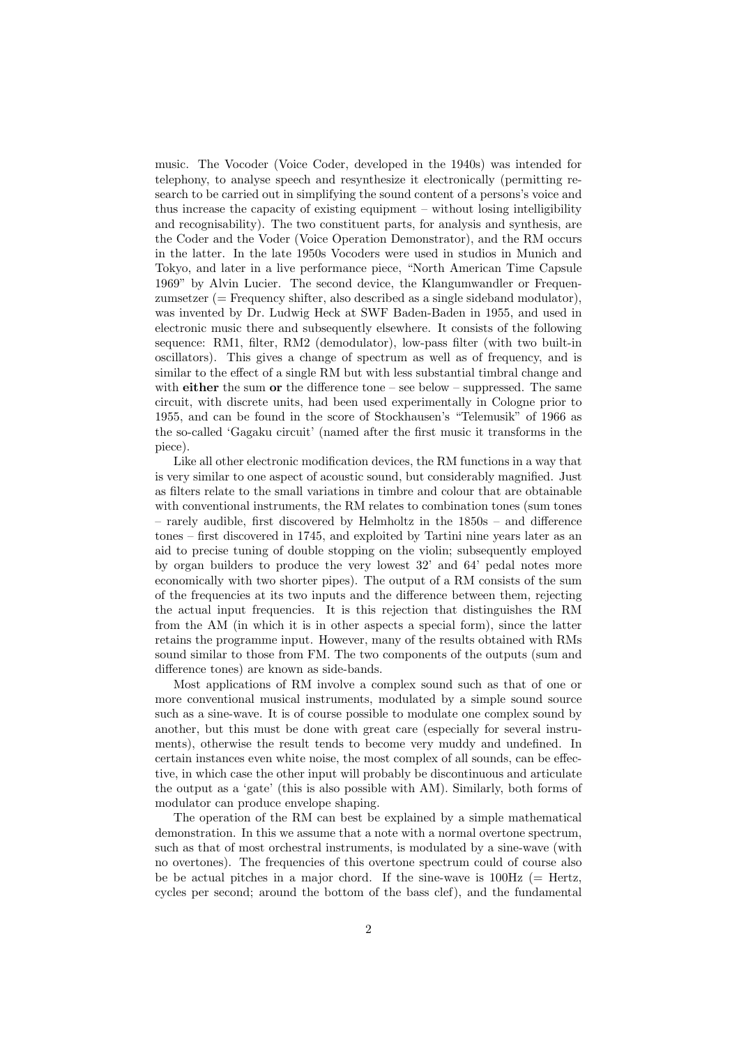music. The Vocoder (Voice Coder, developed in the 1940s) was intended for telephony, to analyse speech and resynthesize it electronically (permitting research to be carried out in simplifying the sound content of a persons's voice and thus increase the capacity of existing equipment – without losing intelligibility and recognisability). The two constituent parts, for analysis and synthesis, are the Coder and the Voder (Voice Operation Demonstrator), and the RM occurs in the latter. In the late 1950s Vocoders were used in studios in Munich and Tokyo, and later in a live performance piece, "North American Time Capsule 1969" by Alvin Lucier. The second device, the Klangumwandler or Frequenzumsetzer (= Frequency shifter, also described as a single sideband modulator), was invented by Dr. Ludwig Heck at SWF Baden-Baden in 1955, and used in electronic music there and subsequently elsewhere. It consists of the following sequence: RM1, filter, RM2 (demodulator), low-pass filter (with two built-in oscillators). This gives a change of spectrum as well as of frequency, and is similar to the effect of a single RM but with less substantial timbral change and with **either** the sum **or** the difference tone – see below – suppressed. The same circuit, with discrete units, had been used experimentally in Cologne prior to 1955, and can be found in the score of Stockhausen's "Telemusik" of 1966 as the so-called 'Gagaku circuit' (named after the first music it transforms in the piece).

Like all other electronic modification devices, the RM functions in a way that is very similar to one aspect of acoustic sound, but considerably magnified. Just as filters relate to the small variations in timbre and colour that are obtainable with conventional instruments, the RM relates to combination tones (sum tones – rarely audible, first discovered by Helmholtz in the 1850s – and difference tones – first discovered in 1745, and exploited by Tartini nine years later as an aid to precise tuning of double stopping on the violin; subsequently employed by organ builders to produce the very lowest 32' and 64' pedal notes more economically with two shorter pipes). The output of a RM consists of the sum of the frequencies at its two inputs and the difference between them, rejecting the actual input frequencies. It is this rejection that distinguishes the RM from the AM (in which it is in other aspects a special form), since the latter retains the programme input. However, many of the results obtained with RMs sound similar to those from FM. The two components of the outputs (sum and difference tones) are known as side-bands.

Most applications of RM involve a complex sound such as that of one or more conventional musical instruments, modulated by a simple sound source such as a sine-wave. It is of course possible to modulate one complex sound by another, but this must be done with great care (especially for several instruments), otherwise the result tends to become very muddy and undefined. In certain instances even white noise, the most complex of all sounds, can be effective, in which case the other input will probably be discontinuous and articulate the output as a 'gate' (this is also possible with AM). Similarly, both forms of modulator can produce envelope shaping.

The operation of the RM can best be explained by a simple mathematical demonstration. In this we assume that a note with a normal overtone spectrum, such as that of most orchestral instruments, is modulated by a sine-wave (with no overtones). The frequencies of this overtone spectrum could of course also be be actual pitches in a major chord. If the sine-wave is 100Hz (= Hertz, cycles per second; around the bottom of the bass clef), and the fundamental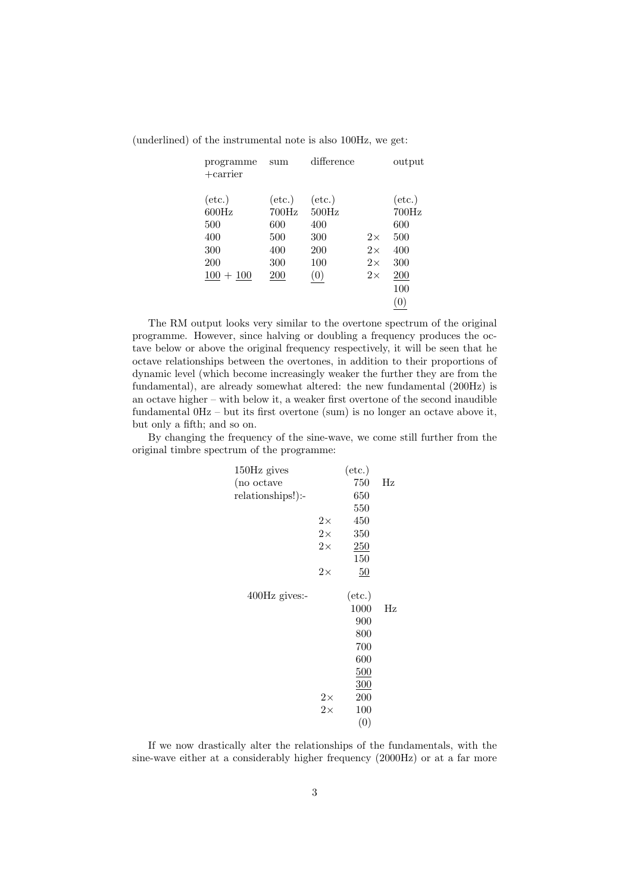(underlined) of the instrumental note is also 100Hz, we get:

| programme +carrier | sum | difference | | output |
|---|---|---|---|---|
| (etc.) | (etc.) | (etc.) | | (etc.) |
| 600Hz | 700Hz | 500Hz | | 700Hz |
| 500 | 600 | 400 | | 600 |
| 400 | 500 | 300 | 2× | 500 |
| 300 | 400 | 200 | 2× | 400 |
| 200 | 300 | 100 | 2× | 300 |
| <u>100</u> + <u>100</u> | <u>200</u> | <u>(0)</u> | 2× | <u>200</u> |
| | | | | 100 |
| | | | | <u>(0)</u> |

The RM output looks very similar to the overtone spectrum of the original programme. However, since halving or doubling a frequency produces the octave below or above the original frequency respectively, it will be seen that he octave relationships between the overtones, in addition to their proportions of dynamic level (which become increasingly weaker the further they are from the fundamental), are already somewhat altered: the new fundamental (200Hz) is an octave higher – with below it, a weaker first overtone of the second inaudible fundamental 0Hz – but its first overtone (sum) is no longer an octave above it, but only a fifth; and so on.

By changing the frequency of the sine-wave, we come still further from the original timbre spectrum of the programme:

| | | | |
|---|---|---|---|
| 150Hz gives (no octave relationships!):- | | (etc.) | |
| | | 750 | Hz |
| | | 650 | |
| | | 550 | |
| | 2× | 450 | |
| | 2× | 350 | |
| | 2× | <u>250</u> | |
| | | 150 | |
| | 2× | <u>50</u> | |
| 400Hz gives:- | | (etc.) | |
| | | 1000 | Hz |
| | | 900 | |
| | | 800 | |
| | | 700 | |
| | | 600 | |
| | | <u>500</u> | |
| | | <u>300</u> | |
| | 2× | 200 | |
| | 2× | 100 | |
| | | (0) | |

If we now drastically alter the relationships of the fundamentals, with the sine-wave either at a considerably higher frequency (2000Hz) or at a far more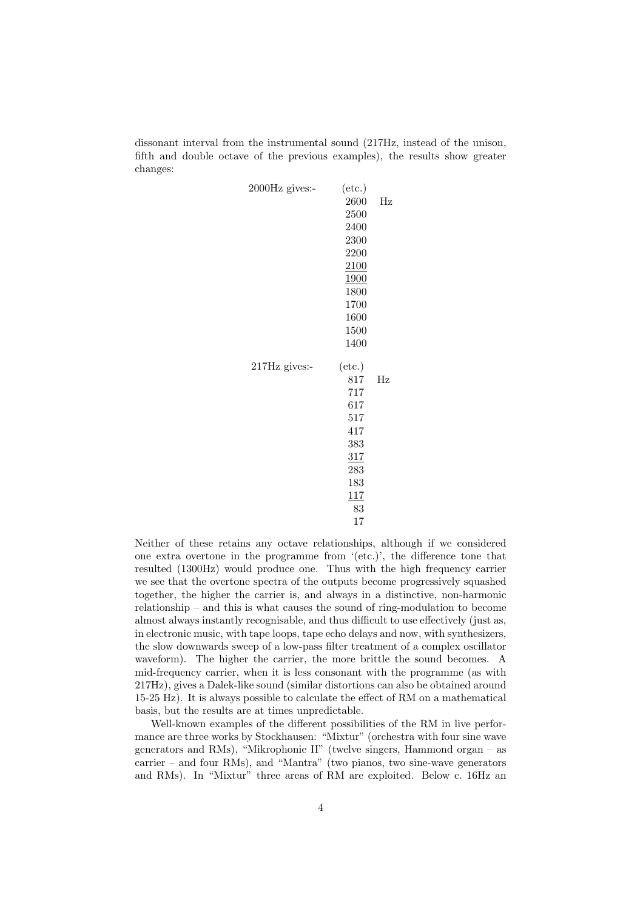dissonant interval from the instrumental sound (217Hz, instead of the unison, fifth and double octave of the previous examples), the results show greater changes:

| | | |
|---|---|---|
| 2000Hz gives:- | (etc.) | |
| | 2600 | Hz |
| | 2500 | |
| | 2400 | |
| | 2300 | |
| | 2200 | |
| | <u>2100</u> | |
| | <u>1900</u> | |
| | 1800 | |
| | 1700 | |
| | 1600 | |
| | 1500 | |
| | 1400 | |

| | | |
|---|---|---|
| 217Hz gives:- | (etc.) | |
| | 817 | Hz |
| | 717 | |
| | 617 | |
| | 517 | |
| | 417 | |
| | 383 | |
| | <u>317</u> | |
| | 283 | |
| | 183 | |
| | <u>117</u> | |
| | 83 | |
| | 17 | |

Neither of these retains any octave relationships, although if we considered one extra overtone in the programme from '(etc.)', the difference tone that resulted (1300Hz) would produce one. Thus with the high frequency carrier we see that the overtone spectra of the outputs become progressively squashed together, the higher the carrier is, and always in a distinctive, non-harmonic relationship – and this is what causes the sound of ring-modulation to become almost always instantly recognisable, and thus difficult to use effectively (just as, in electronic music, with tape loops, tape echo delays and now, with synthesizers, the slow downwards sweep of a low-pass filter treatment of a complex oscillator waveform). The higher the carrier, the more brittle the sound becomes. A mid-frequency carrier, when it is less consonant with the programme (as with 217Hz), gives a Dalek-like sound (similar distortions can also be obtained around 15-25 Hz). It is always possible to calculate the effect of RM on a mathematical basis, but the results are at times unpredictable.

Well-known examples of the different possibilities of the RM in live performance are three works by Stockhausen: "Mixtur" (orchestra with four sine wave generators and RMs), "Mikrophonie II" (twelve singers, Hammond organ – as carrier – and four RMs), and "Mantra" (two pianos, two sine-wave generators and RMs). In "Mixtur" three areas of RM are exploited. Below c. 16Hz an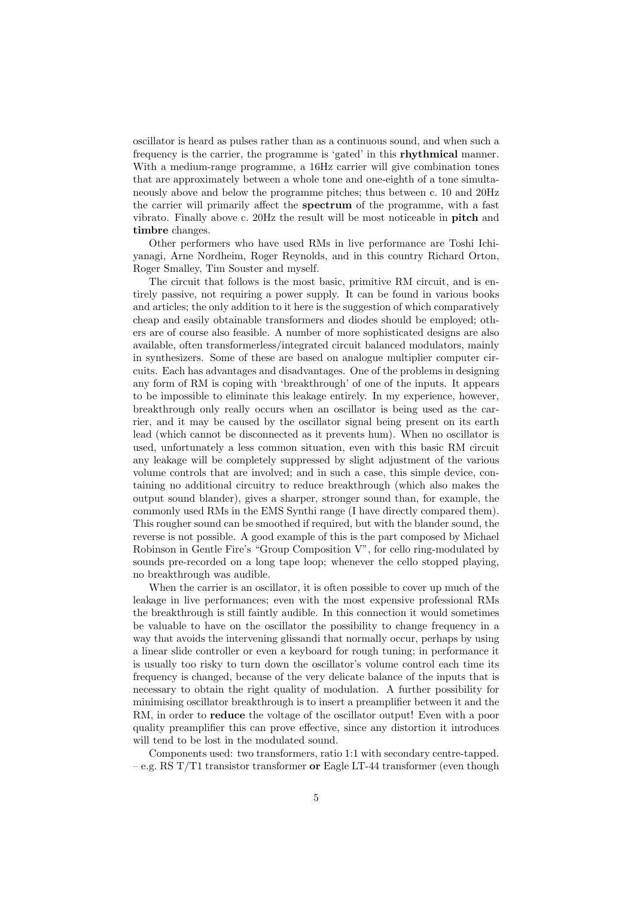oscillator is heard as pulses rather than as a continuous sound, and when such a frequency is the carrier, the programme is 'gated' in this **rhythmical** manner. With a medium-range programme, a 16Hz carrier will give combination tones that are approximately between a whole tone and one-eighth of a tone simultaneously above and below the programme pitches; thus between c. 10 and 20Hz the carrier will primarily affect the **spectrum** of the programme, with a fast vibrato. Finally above c. 20Hz the result will be most noticeable in **pitch** and **timbre** changes.

Other performers who have used RMs in live performance are Toshi Ichiyanagi, Arne Nordheim, Roger Reynolds, and in this country Richard Orton, Roger Smalley, Tim Souster and myself.

The circuit that follows is the most basic, primitive RM circuit, and is entirely passive, not requiring a power supply. It can be found in various books and articles; the only addition to it here is the suggestion of which comparatively cheap and easily obtainable transformers and diodes should be employed; others are of course also feasible. A number of more sophisticated designs are also available, often transformerless/integrated circuit balanced modulators, mainly in synthesizers. Some of these are based on analogue multiplier computer circuits. Each has advantages and disadvantages. One of the problems in designing any form of RM is coping with 'breakthrough' of one of the inputs. It appears to be impossible to eliminate this leakage entirely. In my experience, however, breakthrough only really occurs when an oscillator is being used as the carrier, and it may be caused by the oscillator signal being present on its earth lead (which cannot be disconnected as it prevents hum). When no oscillator is used, unfortunately a less common situation, even with this basic RM circuit any leakage will be completely suppressed by slight adjustment of the various volume controls that are involved; and in such a case, this simple device, containing no additional circuitry to reduce breakthrough (which also makes the output sound blander), gives a sharper, stronger sound than, for example, the commonly used RMs in the EMS Synthi range (I have directly compared them). This rougher sound can be smoothed if required, but with the blander sound, the reverse is not possible. A good example of this is the part composed by Michael Robinson in Gentle Fire's "Group Composition V", for cello ring-modulated by sounds pre-recorded on a long tape loop; whenever the cello stopped playing, no breakthrough was audible.

When the carrier is an oscillator, it is often possible to cover up much of the leakage in live performances; even with the most expensive professional RMs the breakthrough is still faintly audible. In this connection it would sometimes be valuable to have on the oscillator the possibility to change frequency in a way that avoids the intervening glissandi that normally occur, perhaps by using a linear slide controller or even a keyboard for rough tuning; in performance it is usually too risky to turn down the oscillator's volume control each time its frequency is changed, because of the very delicate balance of the inputs that is necessary to obtain the right quality of modulation. A further possibility for minimising oscillator breakthrough is to insert a preamplifier between it and the RM, in order to **reduce** the voltage of the oscillator output! Even with a poor quality preamplifier this can prove effective, since any distortion it introduces will tend to be lost in the modulated sound.

Components used: two transformers, ratio 1:1 with secondary centre-tapped. – e.g. RS T/T1 transistor transformer **or** Eagle LT-44 transformer (even though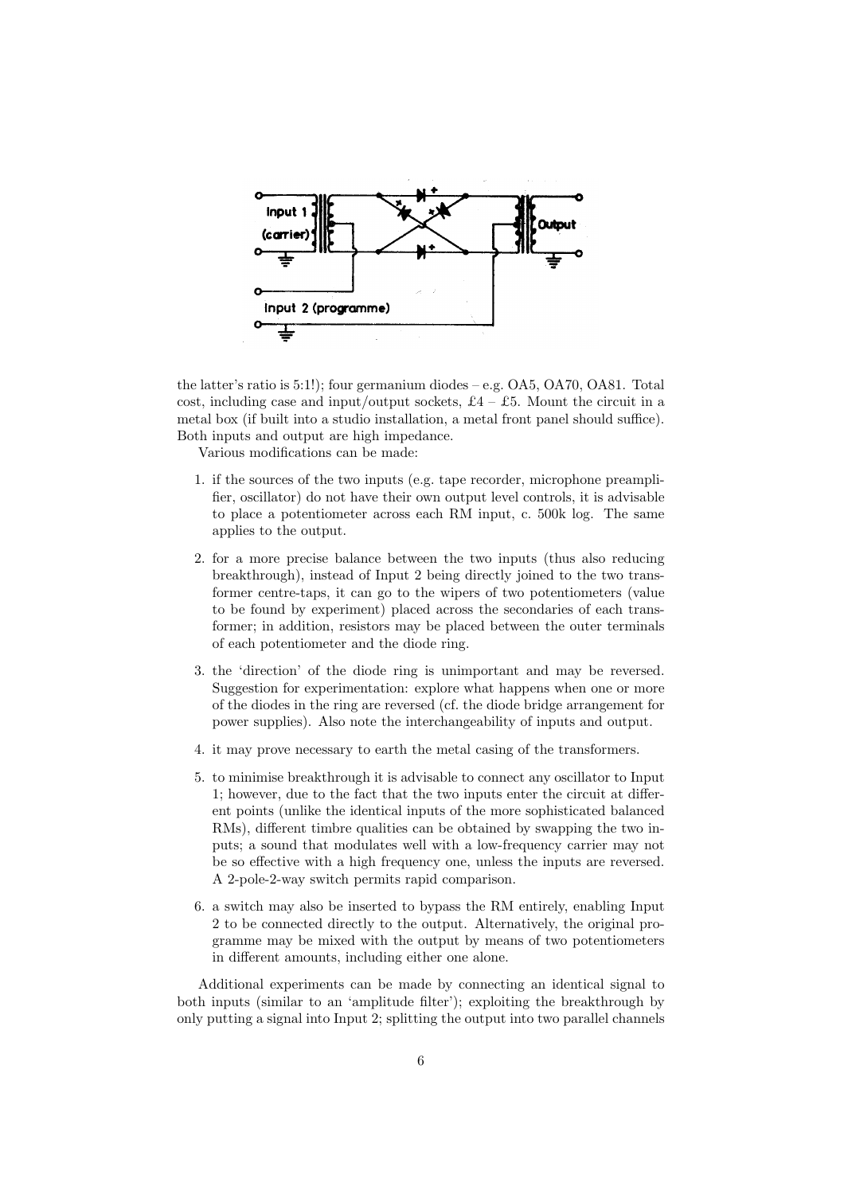the latter's ratio is 5:1!); four germanium diodes – e.g. OA5, OA70, OA81. Total cost, including case and input/output sockets, £4 – £5. Mount the circuit in a metal box (if built into a studio installation, a metal front panel should suffice). Both inputs and output are high impedance.

Various modifications can be made:

1. if the sources of the two inputs (e.g. tape recorder, microphone preamplifier, oscillator) do not have their own output level controls, it is advisable to place a potentiometer across each RM input, c. 500k log. The same applies to the output.
2. for a more precise balance between the two inputs (thus also reducing breakthrough), instead of Input 2 being directly joined to the two transformer centre-taps, it can go to the wipers of two potentiometers (value to be found by experiment) placed across the secondaries of each transformer; in addition, resistors may be placed between the outer terminals of each potentiometer and the diode ring.
3. the 'direction' of the diode ring is unimportant and may be reversed. Suggestion for experimentation: explore what happens when one or more of the diodes in the ring are reversed (cf. the diode bridge arrangement for power supplies). Also note the interchangeability of inputs and output.
4. it may prove necessary to earth the metal casing of the transformers.
5. to minimise breakthrough it is advisable to connect any oscillator to Input 1; however, due to the fact that the two inputs enter the circuit at different points (unlike the identical inputs of the more sophisticated balanced RMs), different timbre qualities can be obtained by swapping the two inputs; a sound that modulates well with a low-frequency carrier may not be so effective with a high frequency one, unless the inputs are reversed. A 2-pole-2-way switch permits rapid comparison.
6. a switch may also be inserted to bypass the RM entirely, enabling Input 2 to be connected directly to the output. Alternatively, the original programme may be mixed with the output by means of two potentiometers in different amounts, including either one alone.

Additional experiments can be made by connecting an identical signal to both inputs (similar to an 'amplitude filter'); exploiting the breakthrough by only putting a signal into Input 2; splitting the output into two parallel channels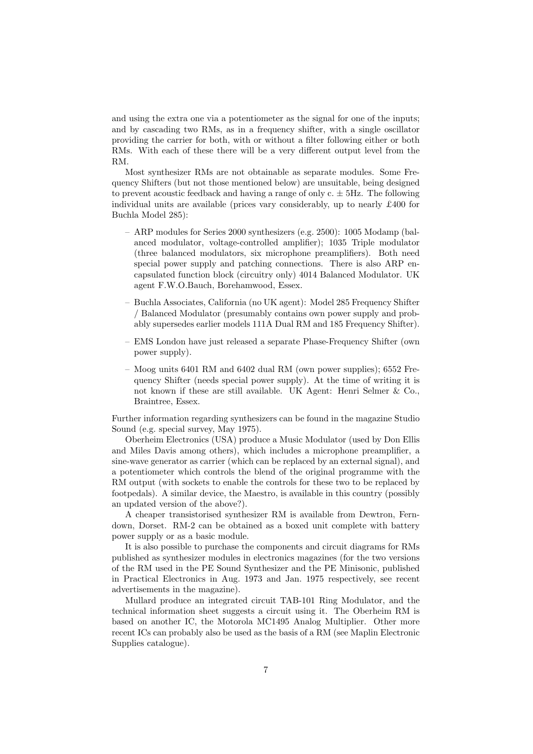and using the extra one via a potentiometer as the signal for one of the inputs; and by cascading two RMs, as in a frequency shifter, with a single oscillator providing the carrier for both, with or without a filter following either or both RMs. With each of these there will be a very different output level from the RM.

Most synthesizer RMs are not obtainable as separate modules. Some Frequency Shifters (but not those mentioned below) are unsuitable, being designed to prevent acoustic feedback and having a range of only c. $\pm$ 5Hz. The following individual units are available (prices vary considerably, up to nearly £400 for Buchla Model 285):

- ARP modules for Series 2000 synthesizers (e.g. 2500): 1005 Modamp (balanced modulator, voltage-controlled amplifier); 1035 Triple modulator (three balanced modulators, six microphone preamplifiers). Both need special power supply and patching connections. There is also ARP encapsulated function block (circuitry only) 4014 Balanced Modulator. UK agent F.W.O.Bauch, Borehamwood, Essex.
- Buchla Associates, California (no UK agent): Model 285 Frequency Shifter / Balanced Modulator (presumably contains own power supply and probably supersedes earlier models 111A Dual RM and 185 Frequency Shifter).
- EMS London have just released a separate Phase-Frequency Shifter (own power supply).
- Moog units 6401 RM and 6402 dual RM (own power supplies); 6552 Frequency Shifter (needs special power supply). At the time of writing it is not known if these are still available. UK Agent: Henri Selmer & Co., Braintree, Essex.

Further information regarding synthesizers can be found in the magazine Studio Sound (e.g. special survey, May 1975).

Oberheim Electronics (USA) produce a Music Modulator (used by Don Ellis and Miles Davis among others), which includes a microphone preamplifier, a sine-wave generator as carrier (which can be replaced by an external signal), and a potentiometer which controls the blend of the original programme with the RM output (with sockets to enable the controls for these two to be replaced by footpedals). A similar device, the Maestro, is available in this country (possibly an updated version of the above?).

A cheaper transistorised synthesizer RM is available from Dewtron, Ferndown, Dorset. RM-2 can be obtained as a boxed unit complete with battery power supply or as a basic module.

It is also possible to purchase the components and circuit diagrams for RMs published as synthesizer modules in electronics magazines (for the two versions of the RM used in the PE Sound Synthesizer and the PE Minisonic, published in Practical Electronics in Aug. 1973 and Jan. 1975 respectively, see recent advertisements in the magazine).

Mullard produce an integrated circuit TAB-101 Ring Modulator, and the technical information sheet suggests a circuit using it. The Oberheim RM is based on another IC, the Motorola MC1495 Analog Multiplier. Other more recent ICs can probably also be used as the basis of a RM (see Maplin Electronic Supplies catalogue).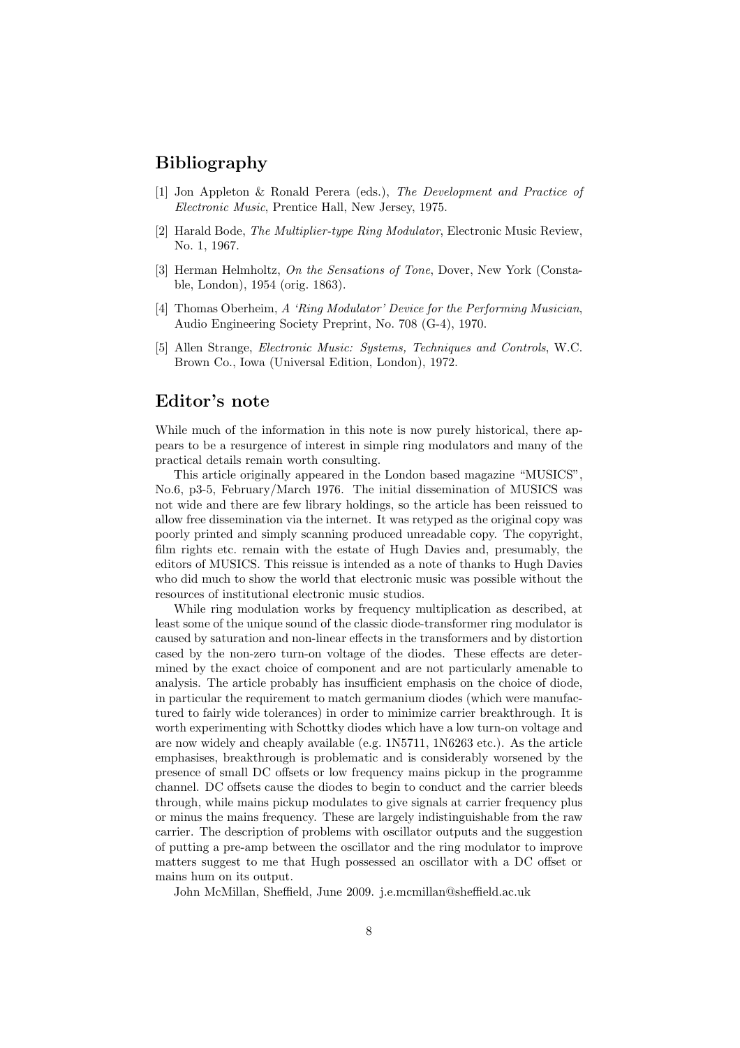## Bibliography

[1] Jon Appleton & Ronald Perera (eds.), *The Development and Practice of Electronic Music*, Prentice Hall, New Jersey, 1975.

[2] Harald Bode, *The Multiplier-type Ring Modulator*, Electronic Music Review, No. 1, 1967.

[3] Herman Helmholtz, *On the Sensations of Tone*, Dover, New York (Constable, London), 1954 (orig. 1863).

[4] Thomas Oberheim, *A 'Ring Modulator' Device for the Performing Musician*, Audio Engineering Society Preprint, No. 708 (G-4), 1970.

[5] Allen Strange, *Electronic Music: Systems, Techniques and Controls*, W.C. Brown Co., Iowa (Universal Edition, London), 1972.

## Editor's note

While much of the information in this note is now purely historical, there appears to be a resurgence of interest in simple ring modulators and many of the practical details remain worth consulting.

This article originally appeared in the London based magazine "MUSICS", No.6, p3-5, February/March 1976. The initial dissemination of MUSICS was not wide and there are few library holdings, so the article has been reissued to allow free dissemination via the internet. It was retyped as the original copy was poorly printed and simply scanning produced unreadable copy. The copyright, film rights etc. remain with the estate of Hugh Davies and, presumably, the editors of MUSICS. This reissue is intended as a note of thanks to Hugh Davies who did much to show the world that electronic music was possible without the resources of institutional electronic music studios.

While ring modulation works by frequency multiplication as described, at least some of the unique sound of the classic diode-transformer ring modulator is caused by saturation and non-linear effects in the transformers and by distortion cased by the non-zero turn-on voltage of the diodes. These effects are determined by the exact choice of component and are not particularly amenable to analysis. The article probably has insufficient emphasis on the choice of diode, in particular the requirement to match germanium diodes (which were manufactured to fairly wide tolerances) in order to minimize carrier breakthrough. It is worth experimenting with Schottky diodes which have a low turn-on voltage and are now widely and cheaply available (e.g. 1N5711, 1N6263 etc.). As the article emphasises, breakthrough is problematic and is considerably worsened by the presence of small DC offsets or low frequency mains pickup in the programme channel. DC offsets cause the diodes to begin to conduct and the carrier bleeds through, while mains pickup modulates to give signals at carrier frequency plus or minus the mains frequency. These are largely indistinguishable from the raw carrier. The description of problems with oscillator outputs and the suggestion of putting a pre-amp between the oscillator and the ring modulator to improve matters suggest to me that Hugh possessed an oscillator with a DC offset or mains hum on its output.

John McMillan, Sheffield, June 2009. j.e.mcmillan@sheffield.ac.uk